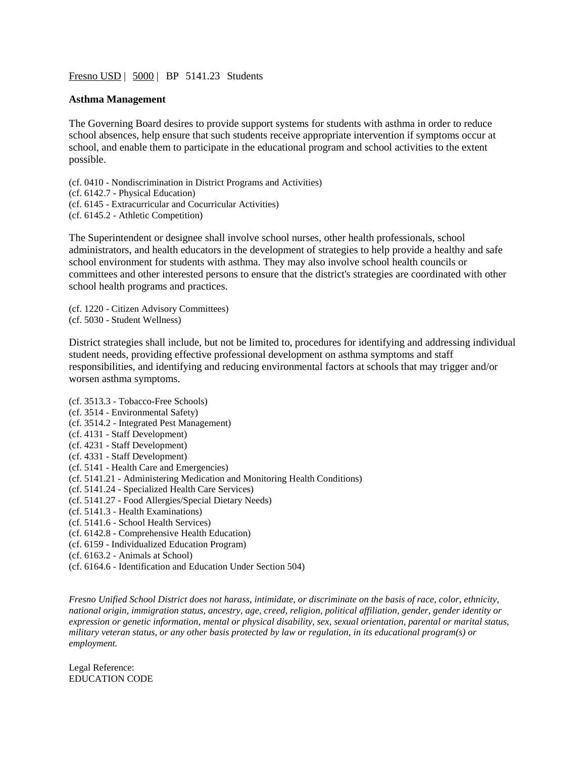Fresno USD | 5000 | BP 5141.23 Students

**Asthma Management**

The Governing Board desires to provide support systems for students with asthma in order to reduce school absences, help ensure that such students receive appropriate intervention if symptoms occur at school, and enable them to participate in the educational program and school activities to the extent possible.

(cf. 0410 - Nondiscrimination in District Programs and Activities)
(cf. 6142.7 - Physical Education)
(cf. 6145 - Extracurricular and Cocurricular Activities)
(cf. 6145.2 - Athletic Competition)

The Superintendent or designee shall involve school nurses, other health professionals, school administrators, and health educators in the development of strategies to help provide a healthy and safe school environment for students with asthma. They may also involve school health councils or committees and other interested persons to ensure that the district's strategies are coordinated with other school health programs and practices.

(cf. 1220 - Citizen Advisory Committees)
(cf. 5030 - Student Wellness)

District strategies shall include, but not be limited to, procedures for identifying and addressing individual student needs, providing effective professional development on asthma symptoms and staff responsibilities, and identifying and reducing environmental factors at schools that may trigger and/or worsen asthma symptoms.

(cf. 3513.3 - Tobacco-Free Schools)
(cf. 3514 - Environmental Safety)
(cf. 3514.2 - Integrated Pest Management)
(cf. 4131 - Staff Development)
(cf. 4231 - Staff Development)
(cf. 4331 - Staff Development)
(cf. 5141 - Health Care and Emergencies)
(cf. 5141.21 - Administering Medication and Monitoring Health Conditions)
(cf. 5141.24 - Specialized Health Care Services)
(cf. 5141.27 - Food Allergies/Special Dietary Needs)
(cf. 5141.3 - Health Examinations)
(cf. 5141.6 - School Health Services)
(cf. 6142.8 - Comprehensive Health Education)
(cf. 6159 - Individualized Education Program)
(cf. 6163.2 - Animals at School)
(cf. 6164.6 - Identification and Education Under Section 504)

*Fresno Unified School District does not harass, intimidate, or discriminate on the basis of race, color, ethnicity, national origin, immigration status, ancestry, age, creed, religion, political affiliation, gender, gender identity or expression or genetic information, mental or physical disability, sex, sexual orientation, parental or marital status, military veteran status, or any other basis protected by law or regulation, in its educational program(s) or employment.*

Legal Reference:
EDUCATION CODE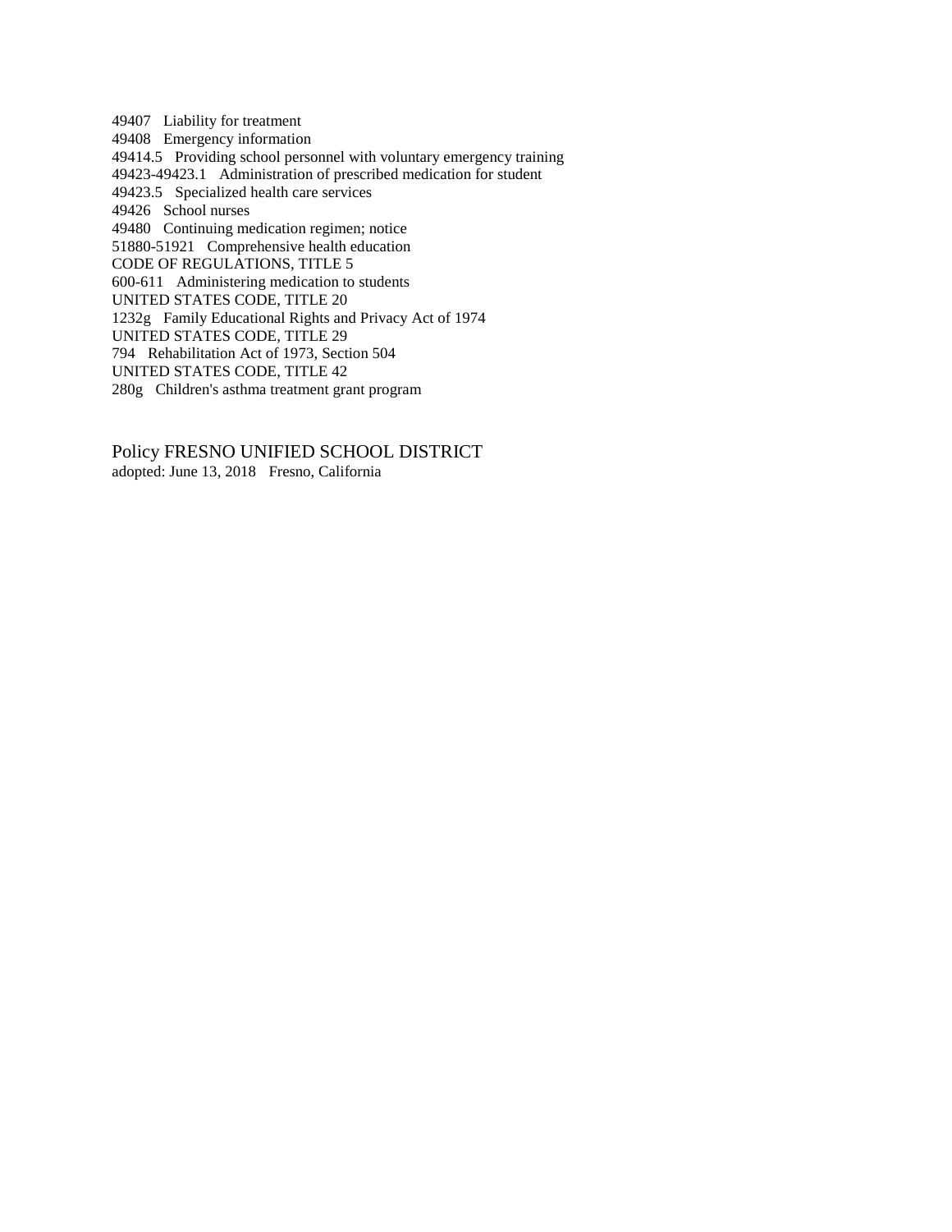49407 Liability for treatment
49408 Emergency information
49414.5 Providing school personnel with voluntary emergency training
49423-49423.1 Administration of prescribed medication for student
49423.5 Specialized health care services
49426 School nurses
49480 Continuing medication regimen; notice
51880-51921 Comprehensive health education
CODE OF REGULATIONS, TITLE 5
600-611 Administering medication to students
UNITED STATES CODE, TITLE 20
1232g Family Educational Rights and Privacy Act of 1974
UNITED STATES CODE, TITLE 29
794 Rehabilitation Act of 1973, Section 504
UNITED STATES CODE, TITLE 42
280g Children's asthma treatment grant program

Policy FRESNO UNIFIED SCHOOL DISTRICT
adopted: June 13, 2018 Fresno, California